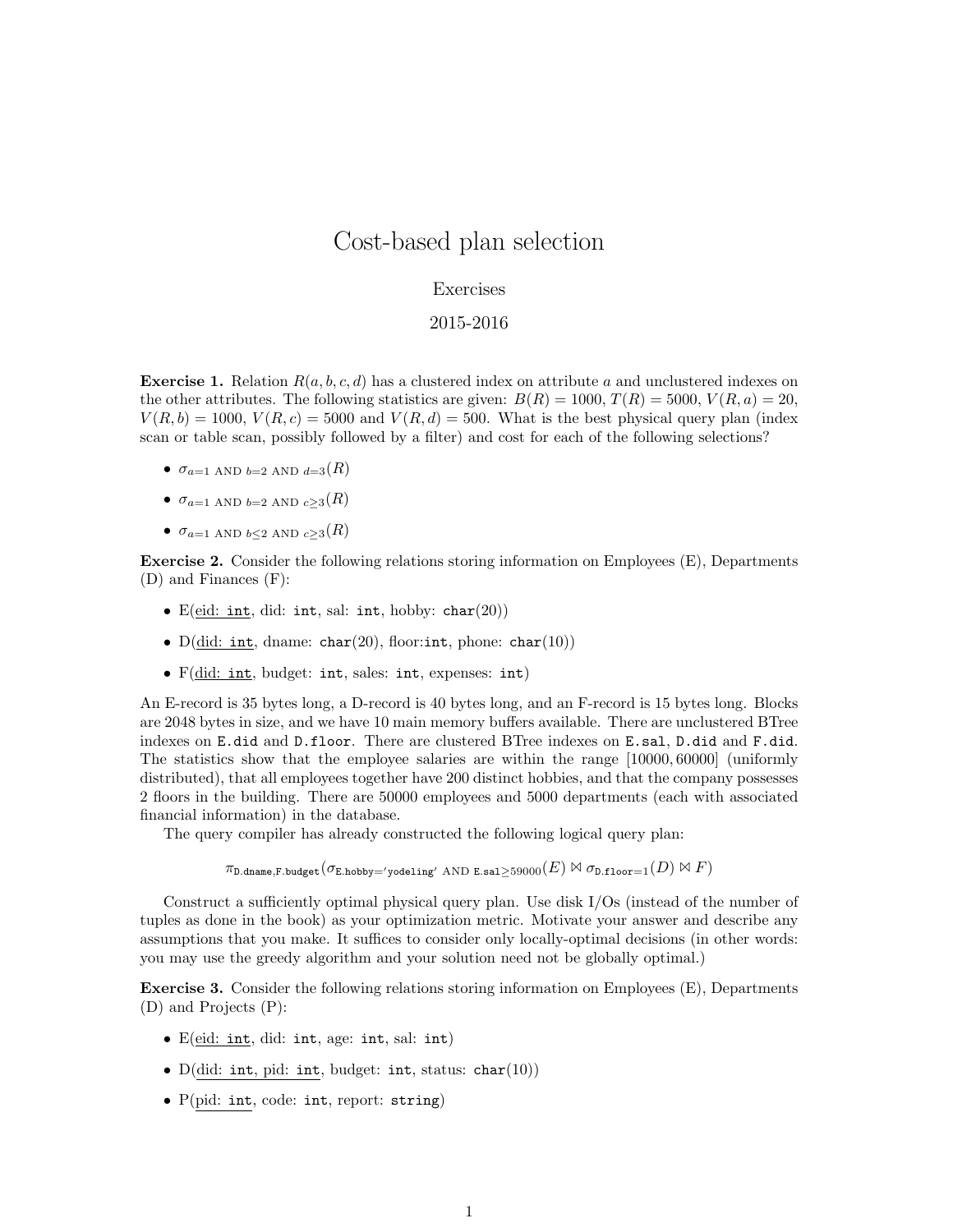# Cost-based plan selection

Exercises

2015-2016

**Exercise 1.** Relation $R(a, b, c, d)$ has a clustered index on attribute $a$ and unclustered indexes on the other attributes. The following statistics are given: $B(R) = 1000$, $T(R) = 5000$, $V(R, a) = 20$, $V(R, b) = 1000$, $V(R, c) = 5000$ and $V(R, d) = 500$. What is the best physical query plan (index scan or table scan, possibly followed by a filter) and cost for each of the following selections?

- $\sigma_{a=1 \text{ AND } b=2 \text{ AND } d=3}(R)$
- $\sigma_{a=1 \text{ AND } b=2 \text{ AND } c \geq 3}(R)$
- $\sigma_{a=1 \text{ AND } b \leq 2 \text{ AND } c \geq 3}(R)$

**Exercise 2.** Consider the following relations storing information on Employees (E), Departments (D) and Finances (F):

- E(<u>`eid: int`</u>, did: `int`, sal: `int`, hobby: `char`(20))
- D(<u>`did: int`</u>, dname: `char`(20), floor:`int`, phone: `char`(10))
- F(<u>`did: int`</u>, budget: `int`, sales: `int`, expenses: `int`)

An E-record is 35 bytes long, a D-record is 40 bytes long, and an F-record is 15 bytes long. Blocks are 2048 bytes in size, and we have 10 main memory buffers available. There are unclustered BTree indexes on `E.did` and `D.floor`. There are clustered BTree indexes on `E.sal`, `D.did` and `F.did`. The statistics show that the employee salaries are within the range $[10000, 60000]$ (uniformly distributed), that all employees together have 200 distinct hobbies, and that the company possesses 2 floors in the building. There are 50000 employees and 5000 departments (each with associated financial information) in the database.

The query compiler has already constructed the following logical query plan:

$$\pi_{\texttt{D.dname},\texttt{F.budget}}(\sigma_{\texttt{E.hobby}='\texttt{yodeling}' \text{ AND } \texttt{E.sal} \geq 59000}(E) \bowtie \sigma_{\texttt{D.floor}=1}(D) \bowtie F)$$

Construct a sufficiently optimal physical query plan. Use disk I/Os (instead of the number of tuples as done in the book) as your optimization metric. Motivate your answer and describe any assumptions that you make. It suffices to consider only locally-optimal decisions (in other words: you may use the greedy algorithm and your solution need not be globally optimal.)

**Exercise 3.** Consider the following relations storing information on Employees (E), Departments (D) and Projects (P):

- E(<u>`eid: int`</u>, did: `int`, age: `int`, sal: `int`)
- D(<u>`did: int, pid: int`</u>, budget: `int`, status: `char`(10))
- P(<u>`pid: int`</u>, code: `int`, report: `string`)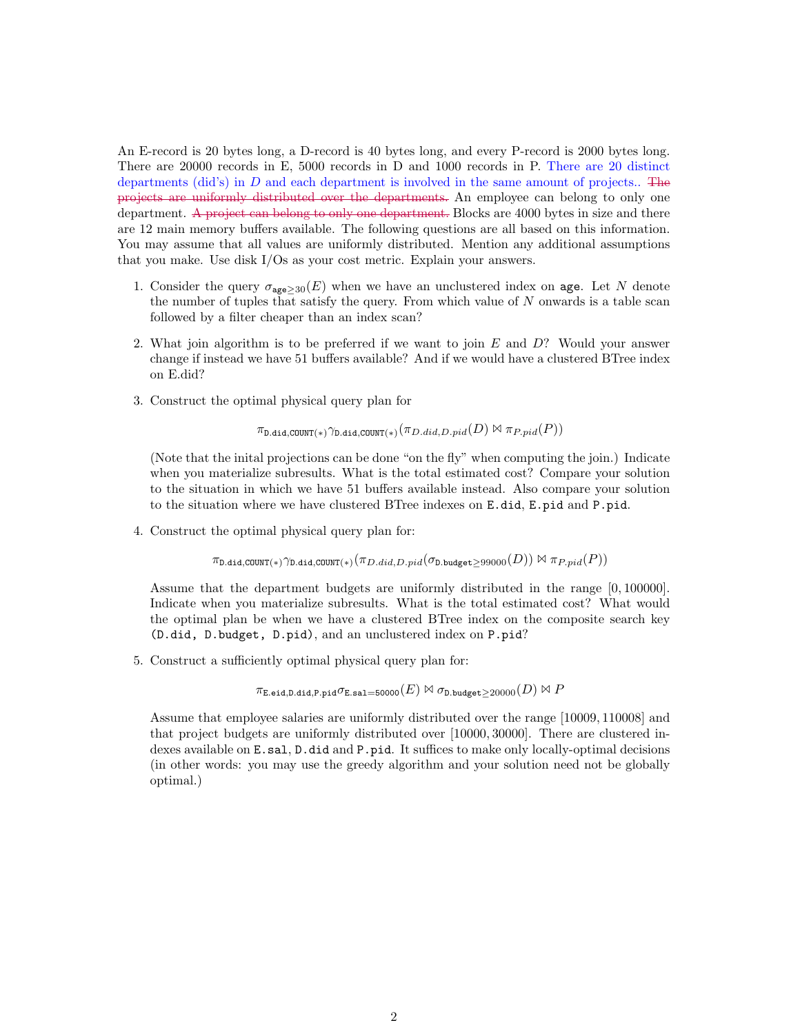An E-record is 20 bytes long, a D-record is 40 bytes long, and every P-record is 2000 bytes long. There are 20000 records in E, 5000 records in D and 1000 records in P. There are 20 distinct departments (did's) in $D$ and each department is involved in the same amount of projects.. ~~The projects are uniformly distributed over the departments.~~ An employee can belong to only one department. ~~A project can belong to only one department.~~ Blocks are 4000 bytes in size and there are 12 main memory buffers available. The following questions are all based on this information. You may assume that all values are uniformly distributed. Mention any additional assumptions that you make. Use disk I/Os as your cost metric. Explain your answers.

1. Consider the query $\sigma_{\texttt{age} \geq 30}(E)$ when we have an unclustered index on `age`. Let $N$ denote the number of tuples that satisfy the query. From which value of $N$ onwards is a table scan followed by a filter cheaper than an index scan?

2. What join algorithm is to be preferred if we want to join $E$ and $D$? Would your answer change if instead we have 51 buffers available? And if we would have a clustered BTree index on E.did?

3. Construct the optimal physical query plan for

$$\pi_{\texttt{D.did},\texttt{COUNT}(*)}\gamma_{\texttt{D.did},\texttt{COUNT}(*)}(\pi_{D.did,D.pid}(D) \bowtie \pi_{P.pid}(P))$$

   (Note that the inital projections can be done "on the fly" when computing the join.) Indicate when you materialize subresults. What is the total estimated cost? Compare your solution to the situation in which we have 51 buffers available instead. Also compare your solution to the situation where we have clustered BTree indexes on `E.did`, `E.pid` and `P.pid`.

4. Construct the optimal physical query plan for:

$$\pi_{\texttt{D.did},\texttt{COUNT}(*)}\gamma_{\texttt{D.did},\texttt{COUNT}(*)}(\pi_{D.did,D.pid}(\sigma_{\texttt{D.budget} \geq 99000}(D)) \bowtie \pi_{P.pid}(P))$$

   Assume that the department budgets are uniformly distributed in the range $[0, 100000]$. Indicate when you materialize subresults. What is the total estimated cost? What would the optimal plan be when we have a clustered BTree index on the composite search key `(D.did, D.budget, D.pid)`, and an unclustered index on `P.pid`?

5. Construct a sufficiently optimal physical query plan for:

$$\pi_{\texttt{E.eid},\texttt{D.did},\texttt{P.pid}}\sigma_{\texttt{E.sal}=50000}(E) \bowtie \sigma_{\texttt{D.budget} \geq 20000}(D) \bowtie P$$

   Assume that employee salaries are uniformly distributed over the range $[10009, 110008]$ and that project budgets are uniformly distributed over $[10000, 30000]$. There are clustered indexes available on `E.sal`, `D.did` and `P.pid`. It suffices to make only locally-optimal decisions (in other words: you may use the greedy algorithm and your solution need not be globally optimal.)